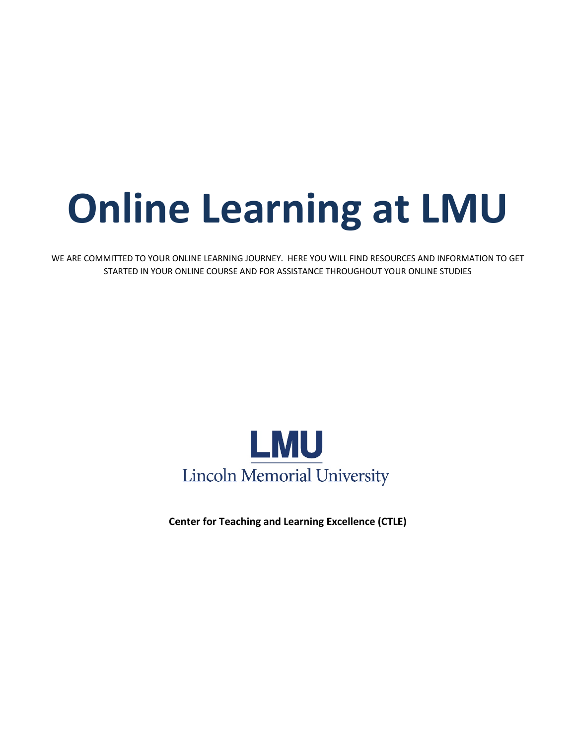# Online Learning at LMU

WE ARE COMMITTED TO YOUR ONLINE LEARNING JOURNEY. HERE YOU WILL FIND RESOURCES AND INFORMATION TO GET STARTED IN YOUR ONLINE COURSE AND FOR ASSISTANCE THROUGHOUT YOUR ONLINE STUDIES

LMU

Lincoln Memorial University

**Center for Teaching and Learning Excellence (CTLE)**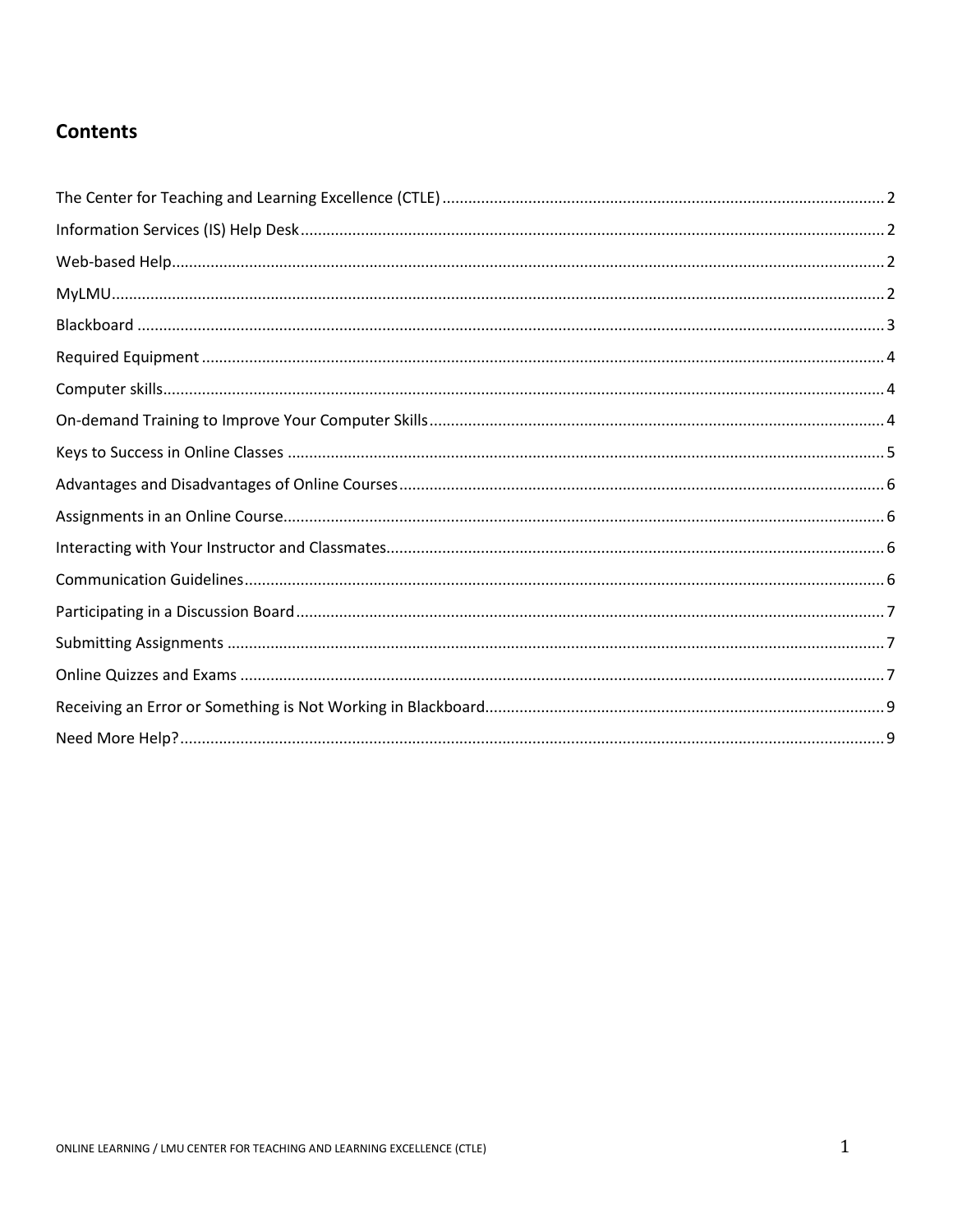## Contents

The Center for Teaching and Learning Excellence (CTLE) ..... 2
Information Services (IS) Help Desk ..... 2
Web-based Help ..... 2
MyLMU ..... 2
Blackboard ..... 3
Required Equipment ..... 4
Computer skills ..... 4
On-demand Training to Improve Your Computer Skills ..... 4
Keys to Success in Online Classes ..... 5
Advantages and Disadvantages of Online Courses ..... 6
Assignments in an Online Course ..... 6
Interacting with Your Instructor and Classmates ..... 6
Communication Guidelines ..... 6
Participating in a Discussion Board ..... 7
Submitting Assignments ..... 7
Online Quizzes and Exams ..... 7
Receiving an Error or Something is Not Working in Blackboard ..... 9
Need More Help? ..... 9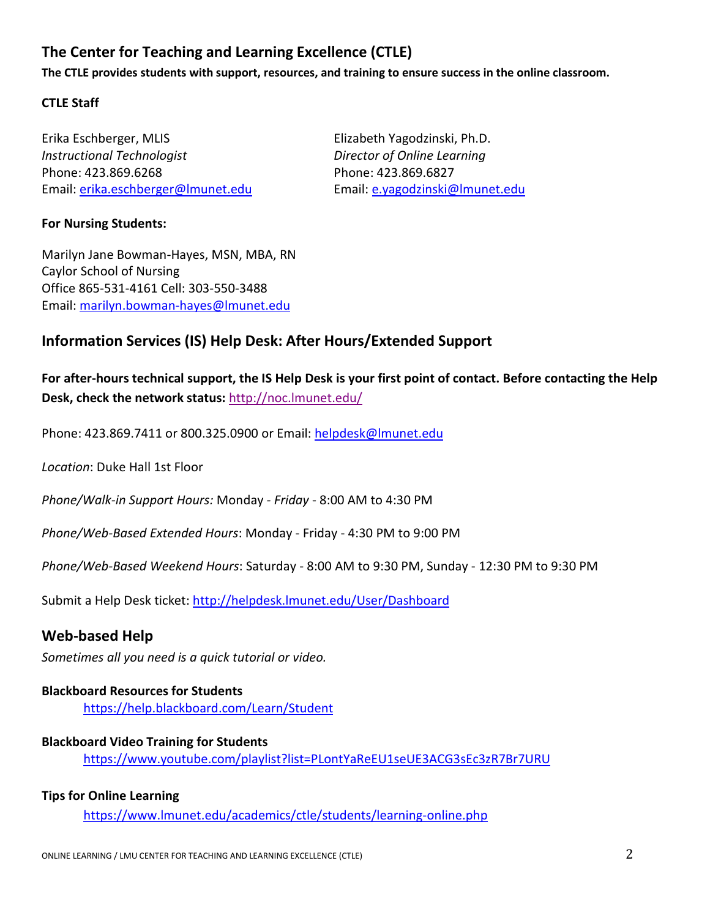## The Center for Teaching and Learning Excellence (CTLE)

**The CTLE provides students with support, resources, and training to ensure success in the online classroom.**

**CTLE Staff**

Erika Eschberger, MLIS
*Instructional Technologist*
Phone: 423.869.6268
Email: [erika.eschberger@lmunet.edu](mailto:erika.eschberger@lmunet.edu)

Elizabeth Yagodzinski, Ph.D.
*Director of Online Learning*
Phone: 423.869.6827
Email: [e.yagodzinski@lmunet.edu](mailto:e.yagodzinski@lmunet.edu)

**For Nursing Students:**

Marilyn Jane Bowman-Hayes, MSN, MBA, RN
Caylor School of Nursing
Office 865-531-4161 Cell: 303-550-3488
Email: [marilyn.bowman-hayes@lmunet.edu](mailto:marilyn.bowman-hayes@lmunet.edu)

## Information Services (IS) Help Desk: After Hours/Extended Support

**For after-hours technical support, the IS Help Desk is your first point of contact. Before contacting the Help Desk, check the network status:** [http://noc.lmunet.edu/](http://noc.lmunet.edu/)

Phone: 423.869.7411 or 800.325.0900 or Email: [helpdesk@lmunet.edu](mailto:helpdesk@lmunet.edu)

*Location*: Duke Hall 1st Floor

*Phone/Walk-in Support Hours:* Monday - *Friday* - 8:00 AM to 4:30 PM

*Phone/Web-Based Extended Hours*: Monday - Friday - 4:30 PM to 9:00 PM

*Phone/Web-Based Weekend Hours*: Saturday - 8:00 AM to 9:30 PM, Sunday - 12:30 PM to 9:30 PM

Submit a Help Desk ticket: [http://helpdesk.lmunet.edu/User/Dashboard](http://helpdesk.lmunet.edu/User/Dashboard)

## Web-based Help

*Sometimes all you need is a quick tutorial or video.*

**Blackboard Resources for Students**
[https://help.blackboard.com/Learn/Student](https://help.blackboard.com/Learn/Student)

**Blackboard Video Training for Students**
[https://www.youtube.com/playlist?list=PLontYaReEU1seUE3ACG3sEc3zR7Br7URU](https://www.youtube.com/playlist?list=PLontYaReEU1seUE3ACG3sEc3zR7Br7URU)

**Tips for Online Learning**
[https://www.lmunet.edu/academics/ctle/students/learning-online.php](https://www.lmunet.edu/academics/ctle/students/learning-online.php)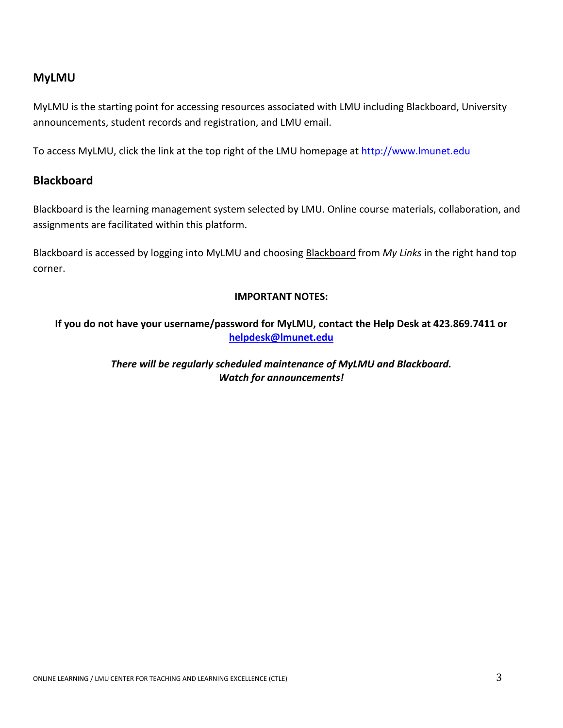## MyLMU

MyLMU is the starting point for accessing resources associated with LMU including Blackboard, University announcements, student records and registration, and LMU email.

To access MyLMU, click the link at the top right of the LMU homepage at [http://www.lmunet.edu](http://www.lmunet.edu)

## Blackboard

Blackboard is the learning management system selected by LMU. Online course materials, collaboration, and assignments are facilitated within this platform.

Blackboard is accessed by logging into MyLMU and choosing Blackboard from *My Links* in the right hand top corner.

**IMPORTANT NOTES:**

**If you do not have your username/password for MyLMU, contact the Help Desk at 423.869.7411 or [helpdesk@lmunet.edu](mailto:helpdesk@lmunet.edu)**

***There will be regularly scheduled maintenance of MyLMU and Blackboard. Watch for announcements!***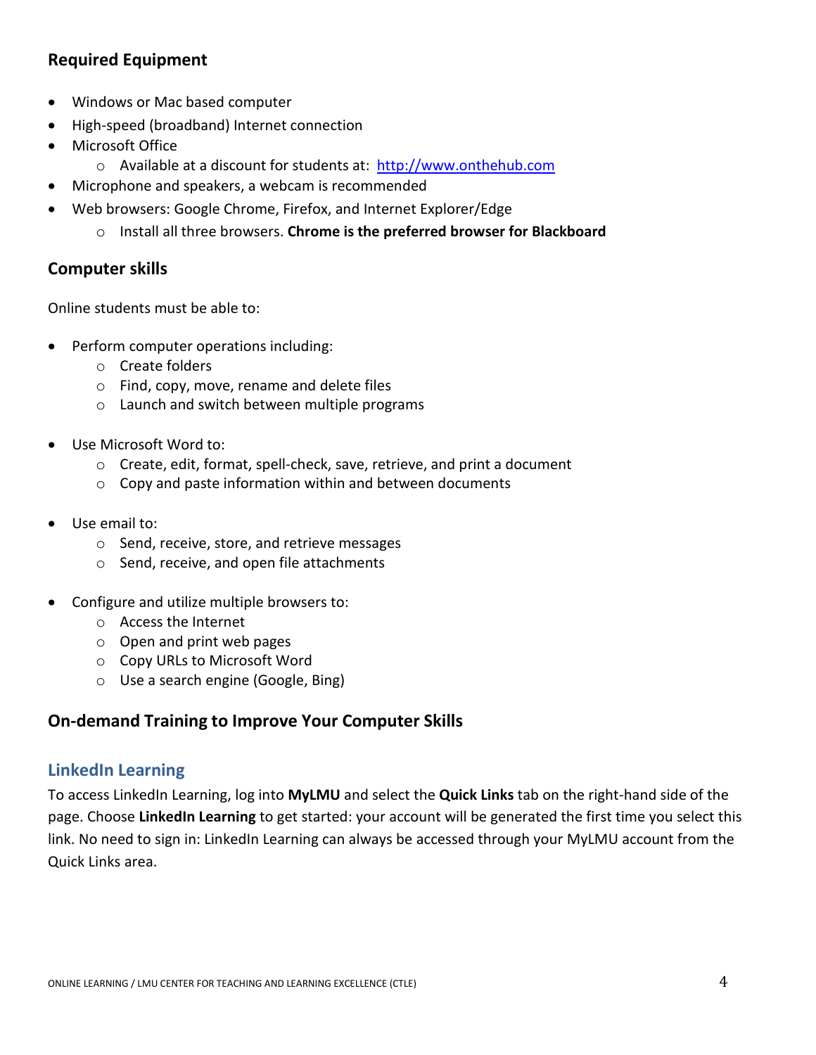## Required Equipment

- Windows or Mac based computer
- High-speed (broadband) Internet connection
- Microsoft Office
    - Available at a discount for students at: [http://www.onthehub.com](http://www.onthehub.com)
- Microphone and speakers, a webcam is recommended
- Web browsers: Google Chrome, Firefox, and Internet Explorer/Edge
    - Install all three browsers. **Chrome is the preferred browser for Blackboard**

## Computer skills

Online students must be able to:

- Perform computer operations including:
    - Create folders
    - Find, copy, move, rename and delete files
    - Launch and switch between multiple programs
- Use Microsoft Word to:
    - Create, edit, format, spell-check, save, retrieve, and print a document
    - Copy and paste information within and between documents
- Use email to:
    - Send, receive, store, and retrieve messages
    - Send, receive, and open file attachments
- Configure and utilize multiple browsers to:
    - Access the Internet
    - Open and print web pages
    - Copy URLs to Microsoft Word
    - Use a search engine (Google, Bing)

## On-demand Training to Improve Your Computer Skills

### LinkedIn Learning

To access LinkedIn Learning, log into **MyLMU** and select the **Quick Links** tab on the right-hand side of the page. Choose **LinkedIn Learning** to get started: your account will be generated the first time you select this link. No need to sign in: LinkedIn Learning can always be accessed through your MyLMU account from the Quick Links area.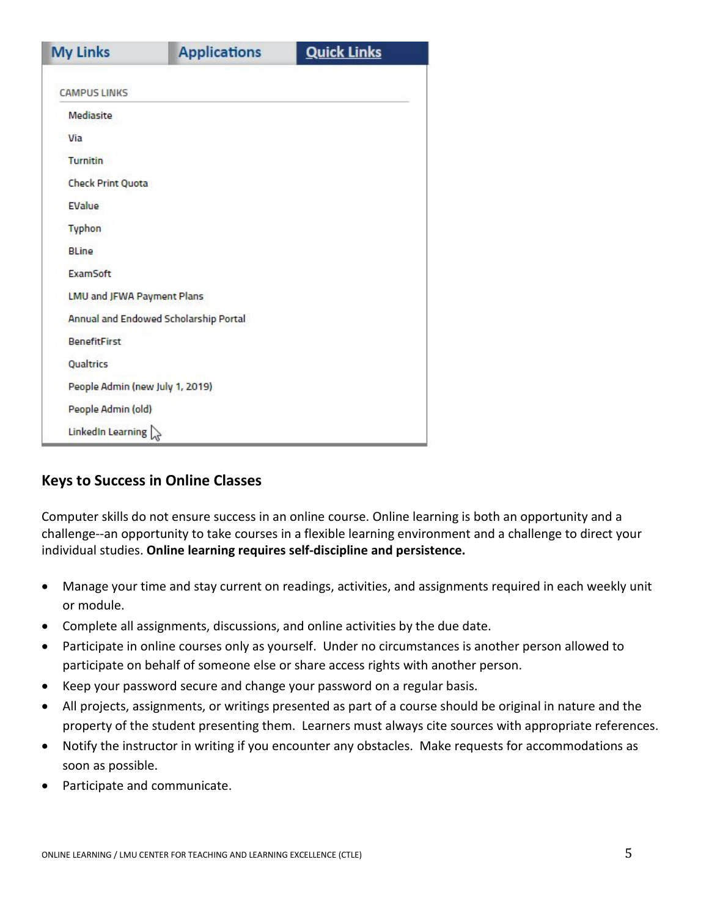My Links | Applications | Quick Links

CAMPUS LINKS

- Mediasite
- Via
- Turnitin
- Check Print Quota
- EValue
- Typhon
- BLine
- ExamSoft
- LMU and JFWA Payment Plans
- Annual and Endowed Scholarship Portal
- BenefitFirst
- Qualtrics
- People Admin (new July 1, 2019)
- People Admin (old)
- LinkedIn Learning

## Keys to Success in Online Classes

Computer skills do not ensure success in an online course. Online learning is both an opportunity and a challenge--an opportunity to take courses in a flexible learning environment and a challenge to direct your individual studies. **Online learning requires self-discipline and persistence.**

- Manage your time and stay current on readings, activities, and assignments required in each weekly unit or module.
- Complete all assignments, discussions, and online activities by the due date.
- Participate in online courses only as yourself. Under no circumstances is another person allowed to participate on behalf of someone else or share access rights with another person.
- Keep your password secure and change your password on a regular basis.
- All projects, assignments, or writings presented as part of a course should be original in nature and the property of the student presenting them. Learners must always cite sources with appropriate references.
- Notify the instructor in writing if you encounter any obstacles. Make requests for accommodations as soon as possible.
- Participate and communicate.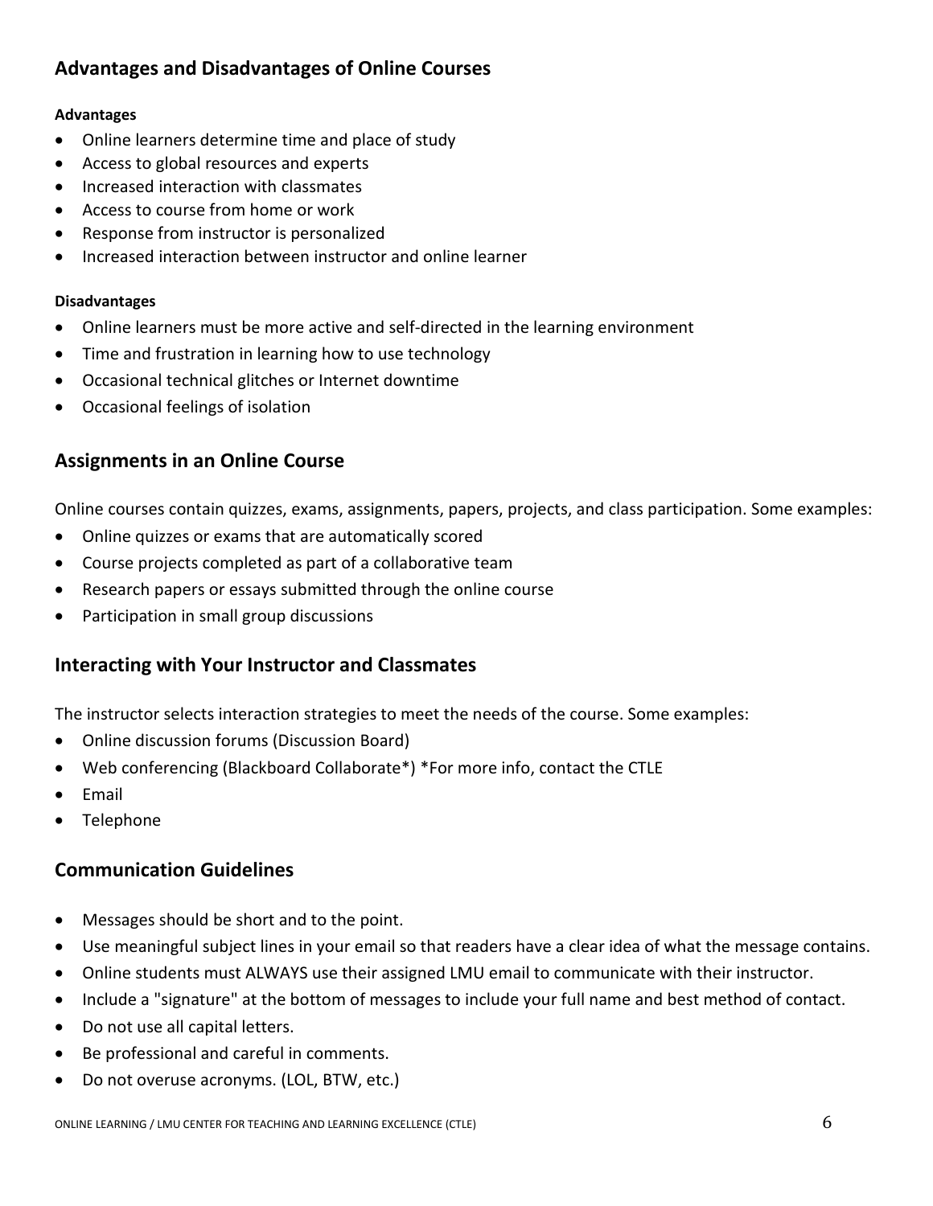## Advantages and Disadvantages of Online Courses

**Advantages**

- Online learners determine time and place of study
- Access to global resources and experts
- Increased interaction with classmates
- Access to course from home or work
- Response from instructor is personalized
- Increased interaction between instructor and online learner

**Disadvantages**

- Online learners must be more active and self-directed in the learning environment
- Time and frustration in learning how to use technology
- Occasional technical glitches or Internet downtime
- Occasional feelings of isolation

## Assignments in an Online Course

Online courses contain quizzes, exams, assignments, papers, projects, and class participation. Some examples:

- Online quizzes or exams that are automatically scored
- Course projects completed as part of a collaborative team
- Research papers or essays submitted through the online course
- Participation in small group discussions

## Interacting with Your Instructor and Classmates

The instructor selects interaction strategies to meet the needs of the course. Some examples:

- Online discussion forums (Discussion Board)
- Web conferencing (Blackboard Collaborate*) *For more info, contact the CTLE
- Email
- Telephone

## Communication Guidelines

- Messages should be short and to the point.
- Use meaningful subject lines in your email so that readers have a clear idea of what the message contains.
- Online students must ALWAYS use their assigned LMU email to communicate with their instructor.
- Include a "signature" at the bottom of messages to include your full name and best method of contact.
- Do not use all capital letters.
- Be professional and careful in comments.
- Do not overuse acronyms. (LOL, BTW, etc.)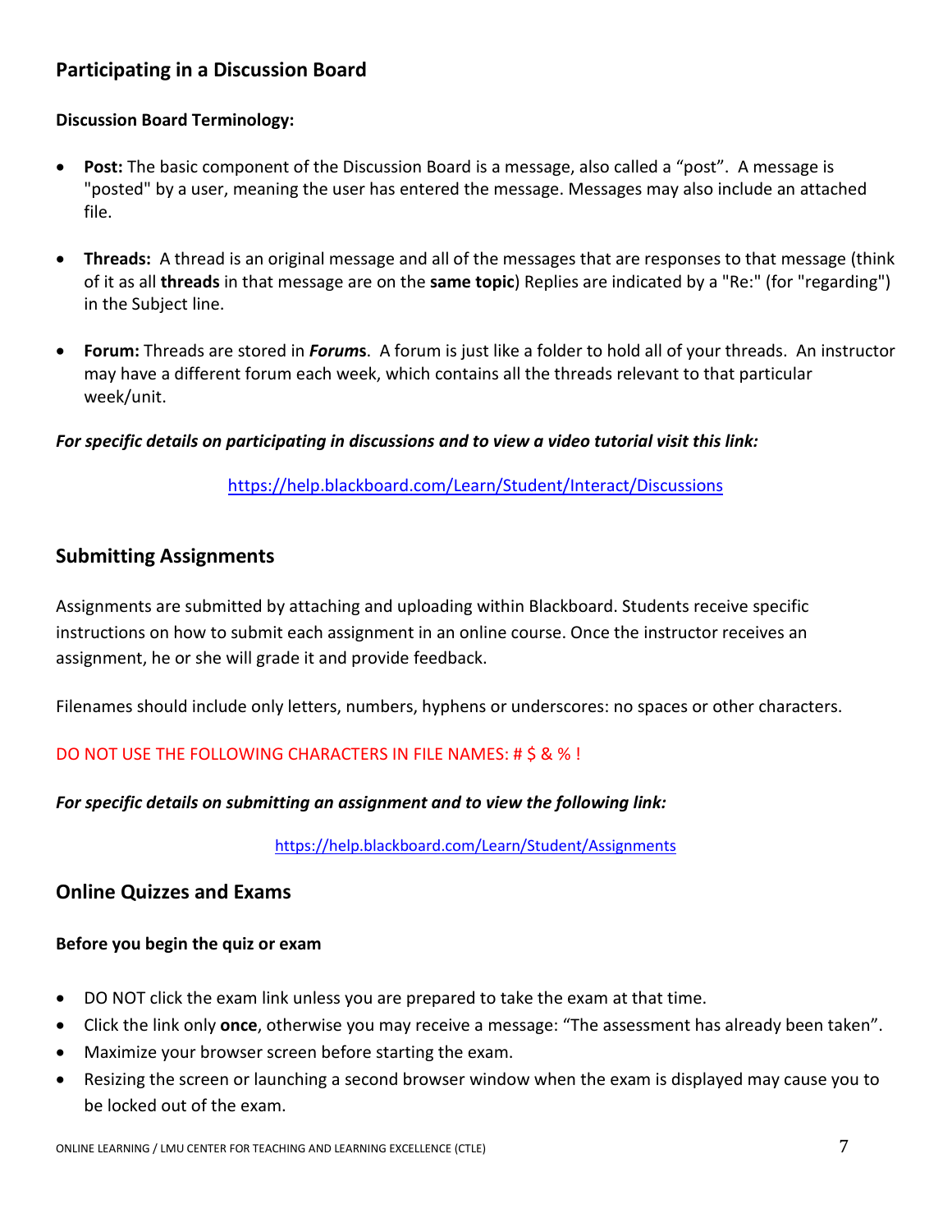## Participating in a Discussion Board

**Discussion Board Terminology:**

- **Post:** The basic component of the Discussion Board is a message, also called a "post". A message is "posted" by a user, meaning the user has entered the message. Messages may also include an attached file.

- **Threads:** A thread is an original message and all of the messages that are responses to that message (think of it as all **threads** in that message are on the **same topic**) Replies are indicated by a "Re:" (for "regarding") in the Subject line.

- **Forum:** Threads are stored in ***Forum*s**. A forum is just like a folder to hold all of your threads. An instructor may have a different forum each week, which contains all the threads relevant to that particular week/unit.

***For specific details on participating in discussions and to view a video tutorial visit this link:***

https://help.blackboard.com/Learn/Student/Interact/Discussions

## Submitting Assignments

Assignments are submitted by attaching and uploading within Blackboard. Students receive specific instructions on how to submit each assignment in an online course. Once the instructor receives an assignment, he or she will grade it and provide feedback.

Filenames should include only letters, numbers, hyphens or underscores: no spaces or other characters.

DO NOT USE THE FOLLOWING CHARACTERS IN FILE NAMES: # $ & % !

***For specific details on submitting an assignment and to view the following link:***

https://help.blackboard.com/Learn/Student/Assignments

## Online Quizzes and Exams

**Before you begin the quiz or exam**

- DO NOT click the exam link unless you are prepared to take the exam at that time.
- Click the link only **once**, otherwise you may receive a message: "The assessment has already been taken".
- Maximize your browser screen before starting the exam.
- Resizing the screen or launching a second browser window when the exam is displayed may cause you to be locked out of the exam.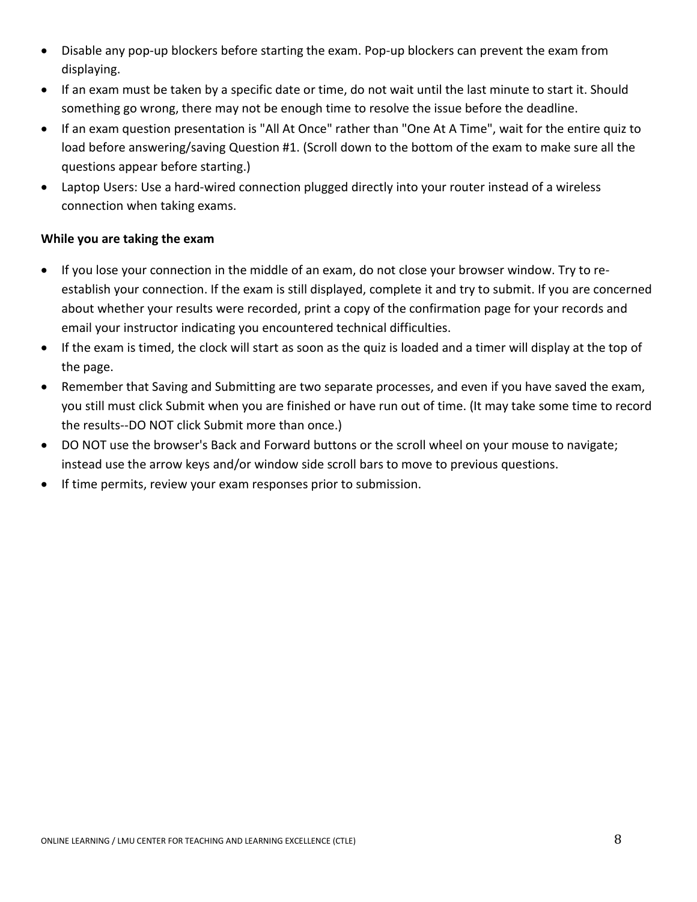- Disable any pop-up blockers before starting the exam. Pop-up blockers can prevent the exam from displaying.
- If an exam must be taken by a specific date or time, do not wait until the last minute to start it. Should something go wrong, there may not be enough time to resolve the issue before the deadline.
- If an exam question presentation is "All At Once" rather than "One At A Time", wait for the entire quiz to load before answering/saving Question #1. (Scroll down to the bottom of the exam to make sure all the questions appear before starting.)
- Laptop Users: Use a hard-wired connection plugged directly into your router instead of a wireless connection when taking exams.

**While you are taking the exam**

- If you lose your connection in the middle of an exam, do not close your browser window. Try to re-establish your connection. If the exam is still displayed, complete it and try to submit. If you are concerned about whether your results were recorded, print a copy of the confirmation page for your records and email your instructor indicating you encountered technical difficulties.
- If the exam is timed, the clock will start as soon as the quiz is loaded and a timer will display at the top of the page.
- Remember that Saving and Submitting are two separate processes, and even if you have saved the exam, you still must click Submit when you are finished or have run out of time. (It may take some time to record the results--DO NOT click Submit more than once.)
- DO NOT use the browser's Back and Forward buttons or the scroll wheel on your mouse to navigate; instead use the arrow keys and/or window side scroll bars to move to previous questions.
- If time permits, review your exam responses prior to submission.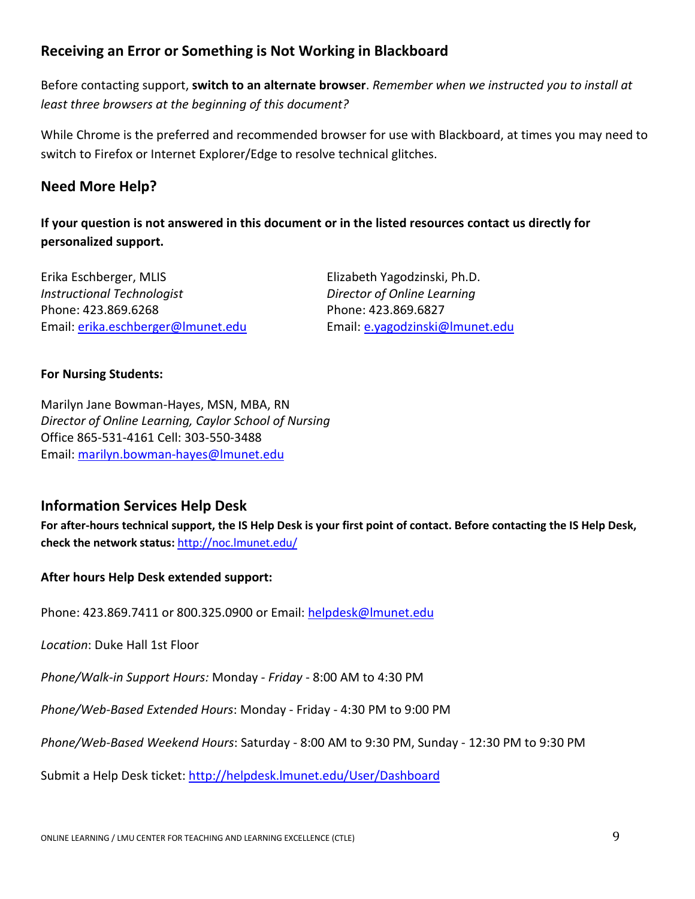## Receiving an Error or Something is Not Working in Blackboard

Before contacting support, **switch to an alternate browser**. *Remember when we instructed you to install at least three browsers at the beginning of this document?*

While Chrome is the preferred and recommended browser for use with Blackboard, at times you may need to switch to Firefox or Internet Explorer/Edge to resolve technical glitches.

## Need More Help?

**If your question is not answered in this document or in the listed resources contact us directly for personalized support.**

Erika Eschberger, MLIS
*Instructional Technologist*
Phone: 423.869.6268
Email: erika.eschberger@lmunet.edu

Elizabeth Yagodzinski, Ph.D.
*Director of Online Learning*
Phone: 423.869.6827
Email: e.yagodzinski@lmunet.edu

**For Nursing Students:**

Marilyn Jane Bowman-Hayes, MSN, MBA, RN
*Director of Online Learning, Caylor School of Nursing*
Office 865-531-4161 Cell: 303-550-3488
Email: marilyn.bowman-hayes@lmunet.edu

## Information Services Help Desk

**For after-hours technical support, the IS Help Desk is your first point of contact. Before contacting the IS Help Desk, check the network status:** http://noc.lmunet.edu/

**After hours Help Desk extended support:**

Phone: 423.869.7411 or 800.325.0900 or Email: helpdesk@lmunet.edu

*Location*: Duke Hall 1st Floor

*Phone/Walk-in Support Hours:* Monday - *Friday* - 8:00 AM to 4:30 PM

*Phone/Web-Based Extended Hours*: Monday - Friday - 4:30 PM to 9:00 PM

*Phone/Web-Based Weekend Hours*: Saturday - 8:00 AM to 9:30 PM, Sunday - 12:30 PM to 9:30 PM

Submit a Help Desk ticket: http://helpdesk.lmunet.edu/User/Dashboard